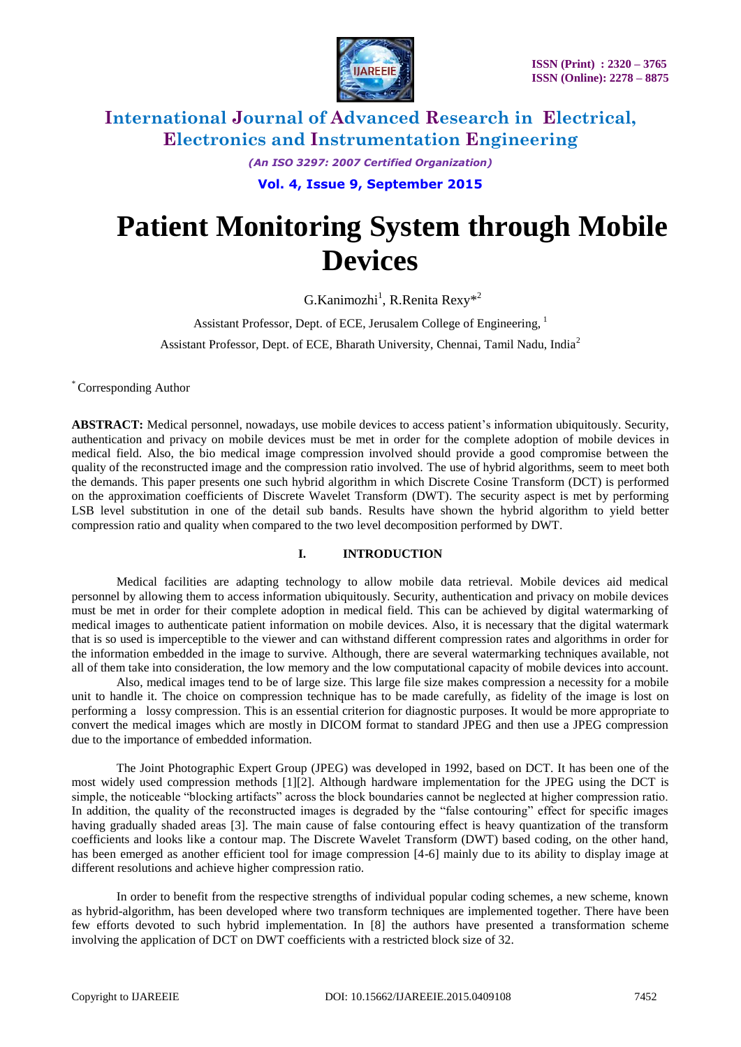# Patient Monitoring System through Mobile Devices

G.Kanimozhi[1], R.Renita Rexy*[2]

Assistant Professor, Dept. of ECE, Jerusalem College of Engineering, [1]

Assistant Professor, Dept. of ECE, Bharath University, Chennai, Tamil Nadu, India[2]

* Corresponding Author

**ABSTRACT:** Medical personnel, nowadays, use mobile devices to access patient's information ubiquitously. Security, authentication and privacy on mobile devices must be met in order for the complete adoption of mobile devices in medical field. Also, the bio medical image compression involved should provide a good compromise between the quality of the reconstructed image and the compression ratio involved. The use of hybrid algorithms, seem to meet both the demands. This paper presents one such hybrid algorithm in which Discrete Cosine Transform (DCT) is performed on the approximation coefficients of Discrete Wavelet Transform (DWT). The security aspect is met by performing LSB level substitution in one of the detail sub bands. Results have shown the hybrid algorithm to yield better compression ratio and quality when compared to the two level decomposition performed by DWT.

## I. INTRODUCTION

Medical facilities are adapting technology to allow mobile data retrieval. Mobile devices aid medical personnel by allowing them to access information ubiquitously. Security, authentication and privacy on mobile devices must be met in order for their complete adoption in medical field. This can be achieved by digital watermarking of medical images to authenticate patient information on mobile devices. Also, it is necessary that the digital watermark that is so used is imperceptible to the viewer and can withstand different compression rates and algorithms in order for the information embedded in the image to survive. Although, there are several watermarking techniques available, not all of them take into consideration, the low memory and the low computational capacity of mobile devices into account.

Also, medical images tend to be of large size. This large file size makes compression a necessity for a mobile unit to handle it. The choice on compression technique has to be made carefully, as fidelity of the image is lost on performing a lossy compression. This is an essential criterion for diagnostic purposes. It would be more appropriate to convert the medical images which are mostly in DICOM format to standard JPEG and then use a JPEG compression due to the importance of embedded information.

The Joint Photographic Expert Group (JPEG) was developed in 1992, based on DCT. It has been one of the most widely used compression methods [1][2]. Although hardware implementation for the JPEG using the DCT is simple, the noticeable "blocking artifacts" across the block boundaries cannot be neglected at higher compression ratio. In addition, the quality of the reconstructed images is degraded by the "false contouring" effect for specific images having gradually shaded areas [3]. The main cause of false contouring effect is heavy quantization of the transform coefficients and looks like a contour map. The Discrete Wavelet Transform (DWT) based coding, on the other hand, has been emerged as another efficient tool for image compression [4-6] mainly due to its ability to display image at different resolutions and achieve higher compression ratio.

In order to benefit from the respective strengths of individual popular coding schemes, a new scheme, known as hybrid-algorithm, has been developed where two transform techniques are implemented together. There have been few efforts devoted to such hybrid implementation. In [8] the authors have presented a transformation scheme involving the application of DCT on DWT coefficients with a restricted block size of 32.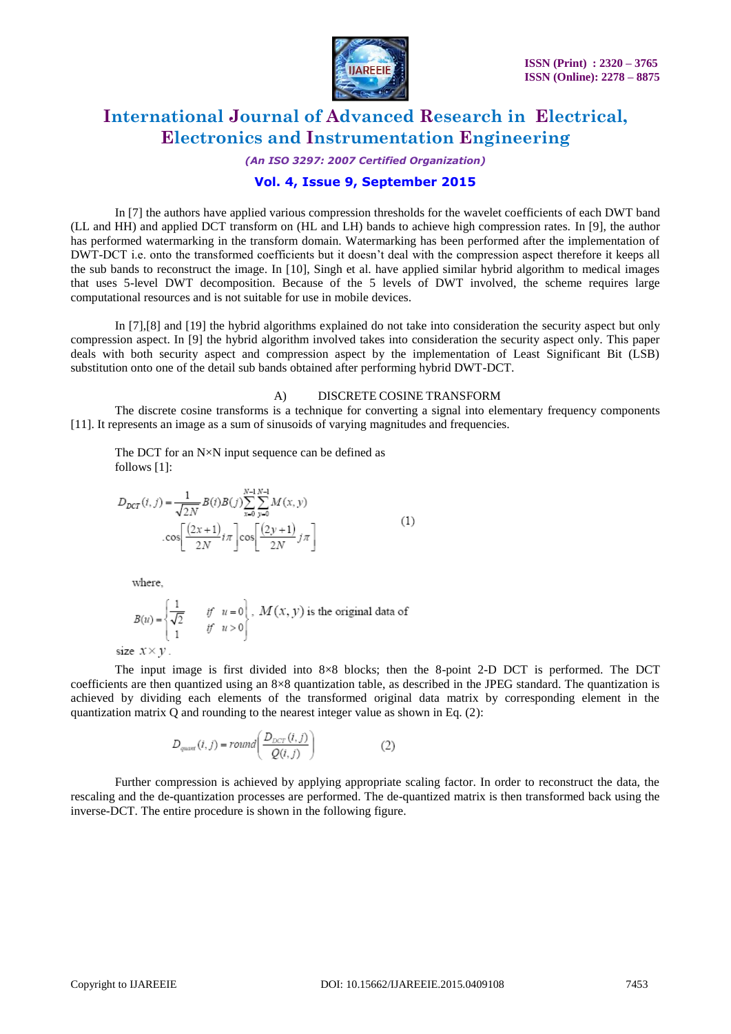In [7] the authors have applied various compression thresholds for the wavelet coefficients of each DWT band (LL and HH) and applied DCT transform on (HL and LH) bands to achieve high compression rates. In [9], the author has performed watermarking in the transform domain. Watermarking has been performed after the implementation of DWT-DCT i.e. onto the transformed coefficients but it doesn't deal with the compression aspect therefore it keeps all the sub bands to reconstruct the image. In [10], Singh et al. have applied similar hybrid algorithm to medical images that uses 5-level DWT decomposition. Because of the 5 levels of DWT involved, the scheme requires large computational resources and is not suitable for use in mobile devices.

In [7],[8] and [19] the hybrid algorithms explained do not take into consideration the security aspect but only compression aspect. In [9] the hybrid algorithm involved takes into consideration the security aspect only. This paper deals with both security aspect and compression aspect by the implementation of Least Significant Bit (LSB) substitution onto one of the detail sub bands obtained after performing hybrid DWT-DCT.

### A) DISCRETE COSINE TRANSFORM

The discrete cosine transforms is a technique for converting a signal into elementary frequency components [11]. It represents an image as a sum of sinusoids of varying magnitudes and frequencies.

The DCT for an N×N input sequence can be defined as follows [1]:

$$D_{DCT}(i,j) = \frac{1}{\sqrt{2N}} B(i)B(j) \sum_{x=0}^{N-1}\sum_{y=0}^{N-1} M(x,y) . \cos\left[\frac{(2x+1)}{2N} i\pi\right] \cos\left[\frac{(2y+1)}{2N} j\pi\right] \tag{1}$$

where,

$$B(u) = \begin{cases} \frac{1}{\sqrt{2}} & \text{if } u = 0 \\ 1 & \text{if } u > 0 \end{cases}$$

, $M(x,y)$ is the original data of size $x \times y$.

The input image is first divided into 8×8 blocks; then the 8-point 2-D DCT is performed. The DCT coefficients are then quantized using an 8×8 quantization table, as described in the JPEG standard. The quantization is achieved by dividing each elements of the transformed original data matrix by corresponding element in the quantization matrix Q and rounding to the nearest integer value as shown in Eq. (2):

$$D_{quant}(i,j) = round\left(\frac{D_{DCT}(i,j)}{Q(i,j)}\right) \tag{2}$$

Further compression is achieved by applying appropriate scaling factor. In order to reconstruct the data, the rescaling and the de-quantization processes are performed. The de-quantized matrix is then transformed back using the inverse-DCT. The entire procedure is shown in the following figure.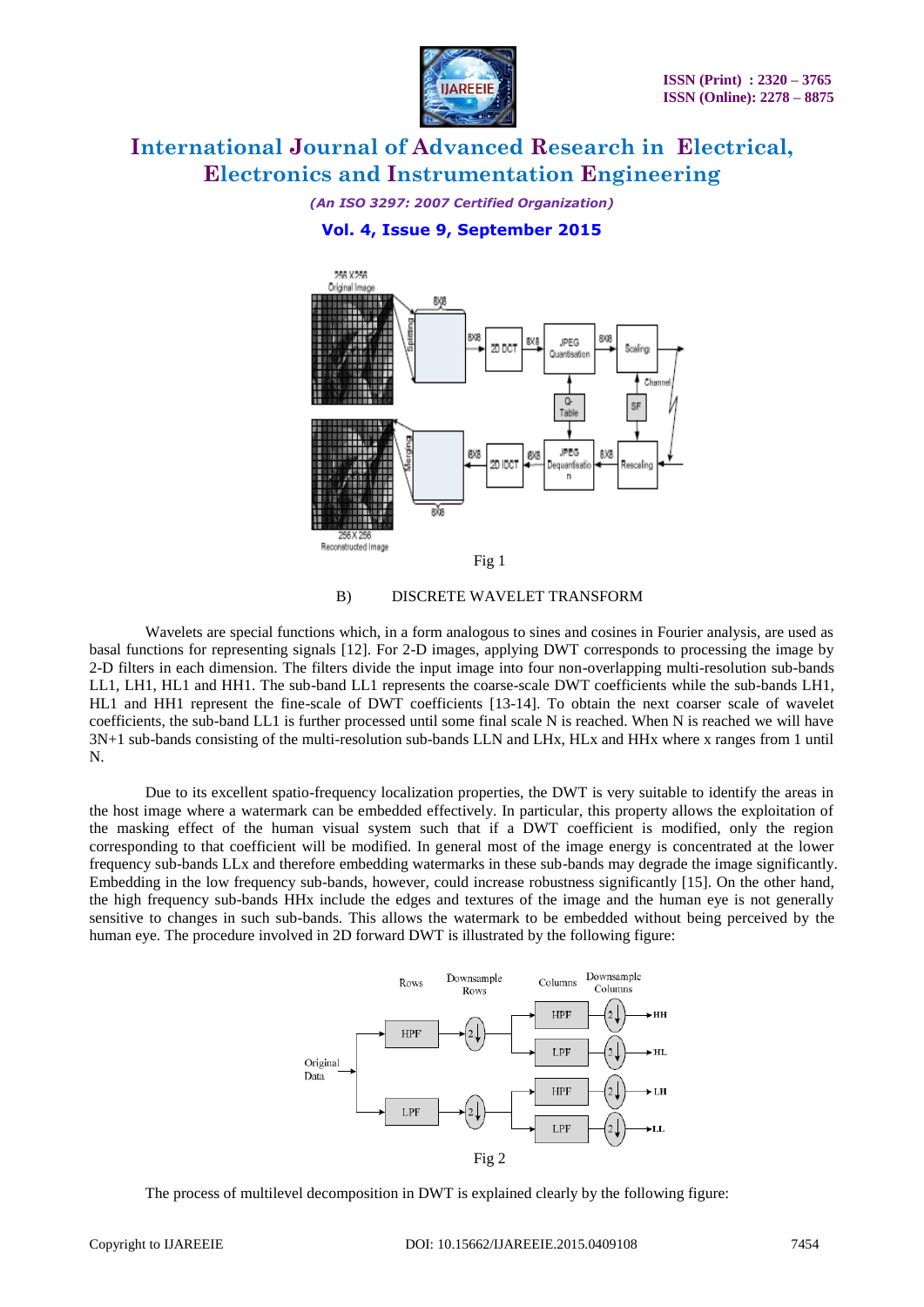Fig 1

B) DISCRETE WAVELET TRANSFORM

Wavelets are special functions which, in a form analogous to sines and cosines in Fourier analysis, are used as basal functions for representing signals [12]. For 2-D images, applying DWT corresponds to processing the image by 2-D filters in each dimension. The filters divide the input image into four non-overlapping multi-resolution sub-bands LL1, LH1, HL1 and HH1. The sub-band LL1 represents the coarse-scale DWT coefficients while the sub-bands LH1, HL1 and HH1 represent the fine-scale of DWT coefficients [13-14]. To obtain the next coarser scale of wavelet coefficients, the sub-band LL1 is further processed until some final scale N is reached. When N is reached we will have 3N+1 sub-bands consisting of the multi-resolution sub-bands LLN and LHx, HLx and HHx where x ranges from 1 until N.

Due to its excellent spatio-frequency localization properties, the DWT is very suitable to identify the areas in the host image where a watermark can be embedded effectively. In particular, this property allows the exploitation of the masking effect of the human visual system such that if a DWT coefficient is modified, only the region corresponding to that coefficient will be modified. In general most of the image energy is concentrated at the lower frequency sub-bands LLx and therefore embedding watermarks in these sub-bands may degrade the image significantly. Embedding in the low frequency sub-bands, however, could increase robustness significantly [15]. On the other hand, the high frequency sub-bands HHx include the edges and textures of the image and the human eye is not generally sensitive to changes in such sub-bands. This allows the watermark to be embedded without being perceived by the human eye. The procedure involved in 2D forward DWT is illustrated by the following figure:

Fig 2

The process of multilevel decomposition in DWT is explained clearly by the following figure: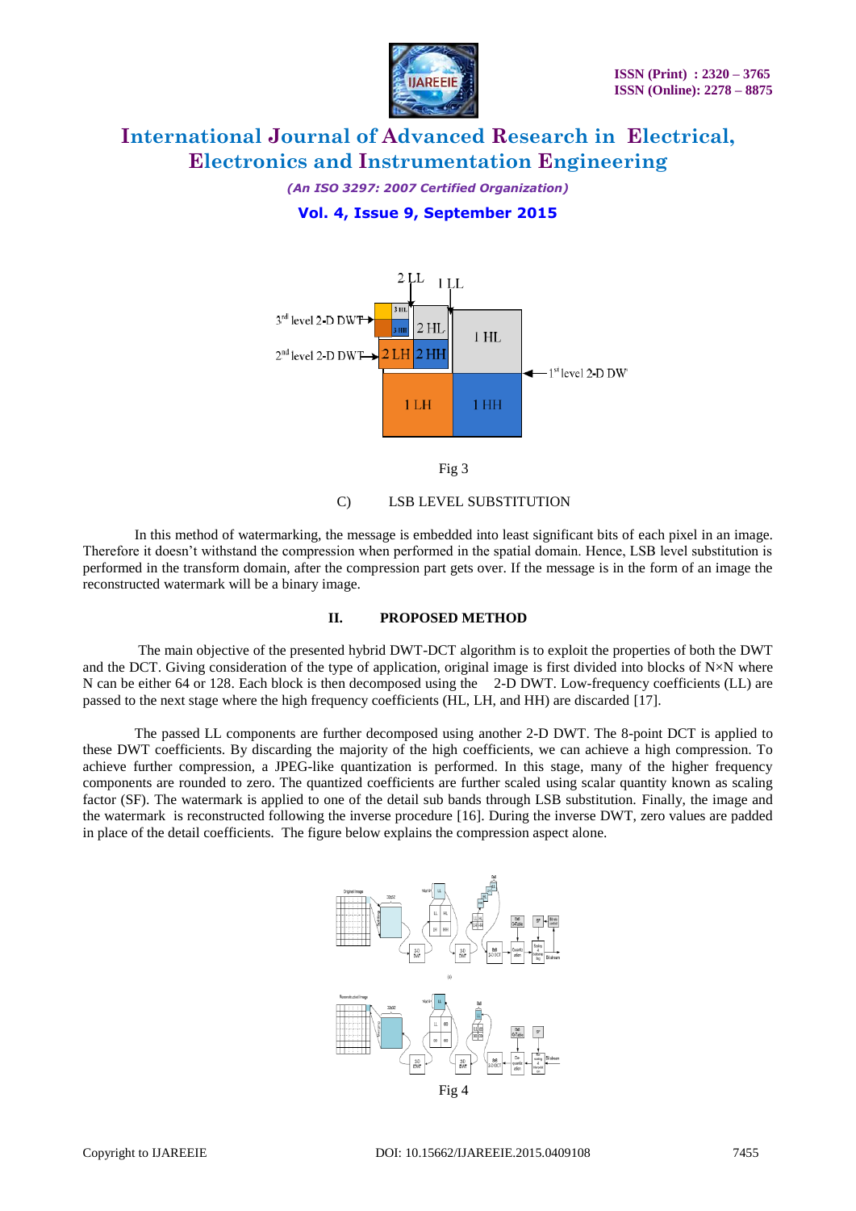Fig 3

C) LSB LEVEL SUBSTITUTION

In this method of watermarking, the message is embedded into least significant bits of each pixel in an image. Therefore it doesn't withstand the compression when performed in the spatial domain. Hence, LSB level substitution is performed in the transform domain, after the compression part gets over. If the message is in the form of an image the reconstructed watermark will be a binary image.

## II. PROPOSED METHOD

The main objective of the presented hybrid DWT-DCT algorithm is to exploit the properties of both the DWT and the DCT. Giving consideration of the type of application, original image is first divided into blocks of N×N where N can be either 64 or 128. Each block is then decomposed using the 2-D DWT. Low-frequency coefficients (LL) are passed to the next stage where the high frequency coefficients (HL, LH, and HH) are discarded [17].

The passed LL components are further decomposed using another 2-D DWT. The 8-point DCT is applied to these DWT coefficients. By discarding the majority of the high coefficients, we can achieve a high compression. To achieve further compression, a JPEG-like quantization is performed. In this stage, many of the higher frequency components are rounded to zero. The quantized coefficients are further scaled using scalar quantity known as scaling factor (SF). The watermark is applied to one of the detail sub bands through LSB substitution. Finally, the image and the watermark is reconstructed following the inverse procedure [16]. During the inverse DWT, zero values are padded in place of the detail coefficients. The figure below explains the compression aspect alone.

Fig 4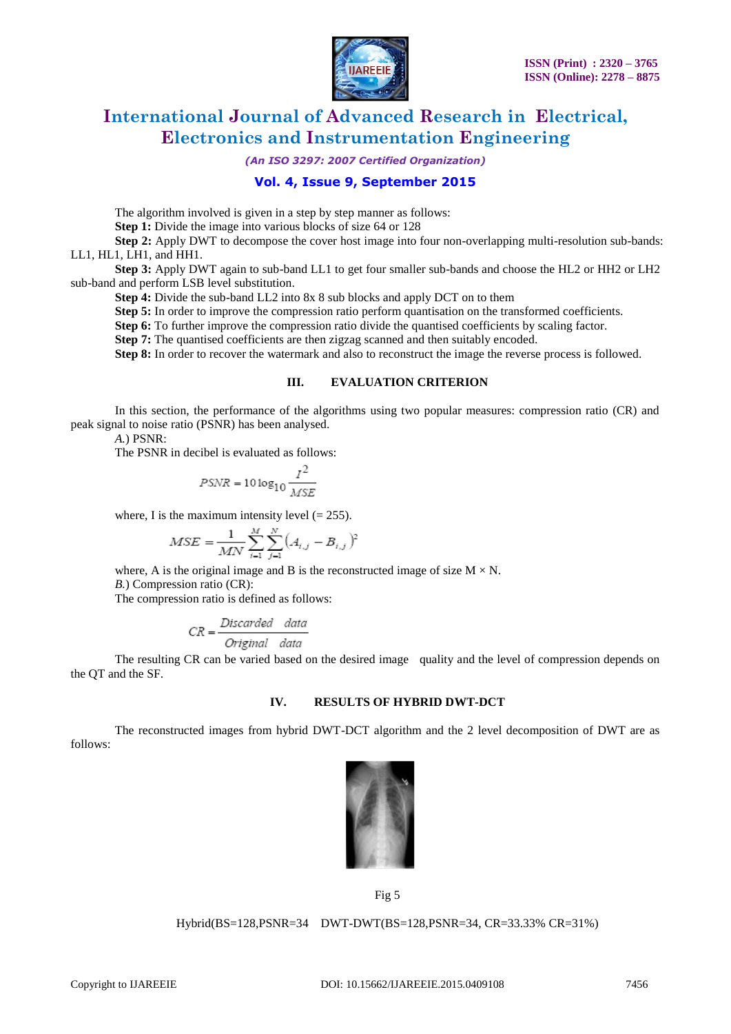The algorithm involved is given in a step by step manner as follows:

**Step 1:** Divide the image into various blocks of size 64 or 128

**Step 2:** Apply DWT to decompose the cover host image into four non-overlapping multi-resolution sub-bands: LL1, HL1, LH1, and HH1.

**Step 3:** Apply DWT again to sub-band LL1 to get four smaller sub-bands and choose the HL2 or HH2 or LH2 sub-band and perform LSB level substitution.

**Step 4:** Divide the sub-band LL2 into 8x 8 sub blocks and apply DCT on to them

**Step 5:** In order to improve the compression ratio perform quantisation on the transformed coefficients.

**Step 6:** To further improve the compression ratio divide the quantised coefficients by scaling factor.

**Step 7:** The quantised coefficients are then zigzag scanned and then suitably encoded.

**Step 8:** In order to recover the watermark and also to reconstruct the image the reverse process is followed.

## III. EVALUATION CRITERION

In this section, the performance of the algorithms using two popular measures: compression ratio (CR) and peak signal to noise ratio (PSNR) has been analysed.

*A.*) PSNR:

The PSNR in decibel is evaluated as follows:

$$PSNR = 10\log_{10}\frac{I^2}{MSE}$$

where, I is the maximum intensity level (= 255).

$$MSE = \frac{1}{MN}\sum_{i=1}^{M}\sum_{j=1}^{N}\left(A_{i,j} - B_{i,j}\right)^2$$

where, A is the original image and B is the reconstructed image of size M × N.

*B.*) Compression ratio (CR):

The compression ratio is defined as follows:

$$CR = \frac{Discarded \quad data}{Original \quad data}$$

The resulting CR can be varied based on the desired image quality and the level of compression depends on the QT and the SF.

## IV. RESULTS OF HYBRID DWT-DCT

The reconstructed images from hybrid DWT-DCT algorithm and the 2 level decomposition of DWT are as follows:

Fig 5

Hybrid(BS=128,PSNR=34 DWT-DWT(BS=128,PSNR=34, CR=33.33% CR=31%)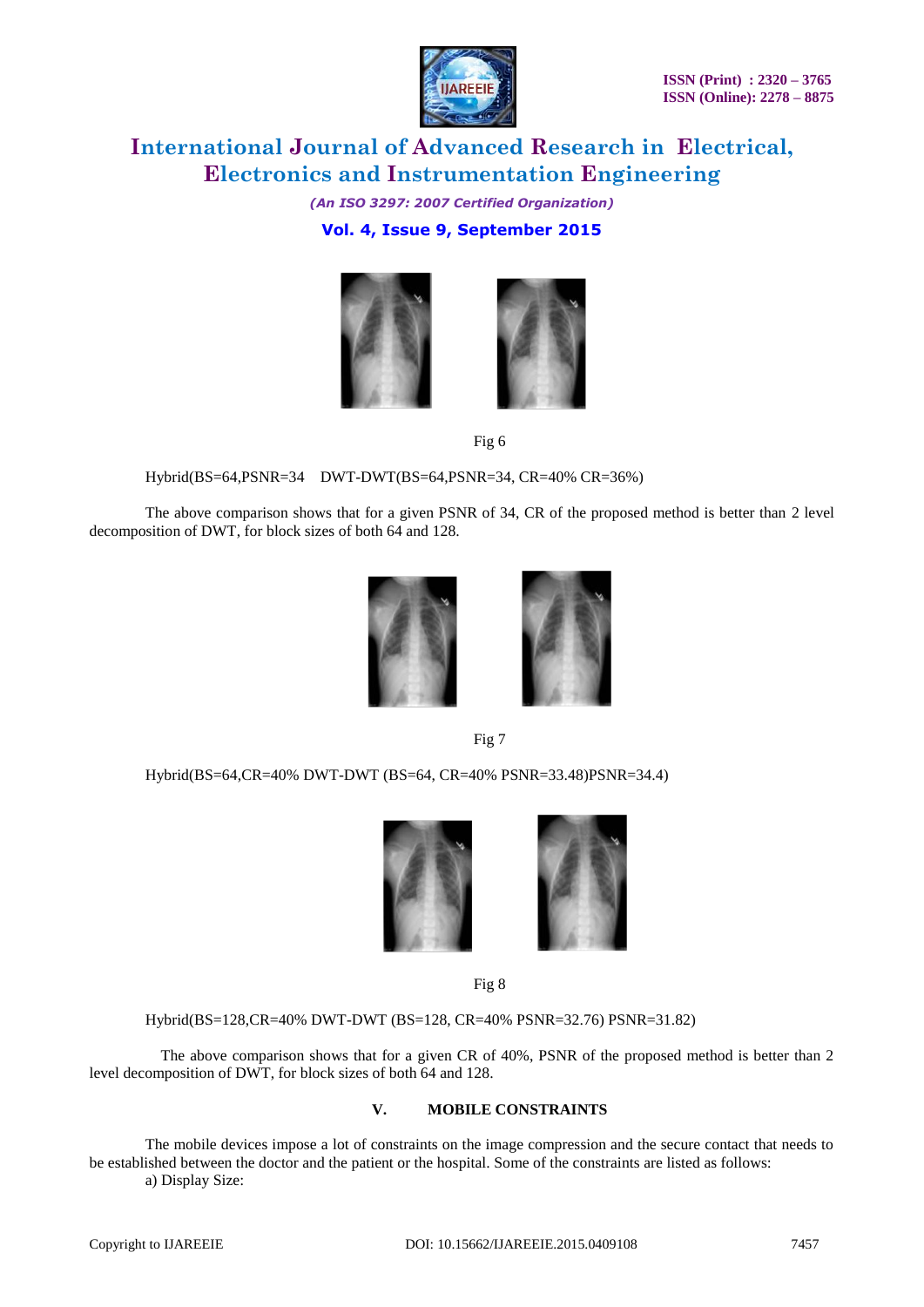Fig 6

Hybrid(BS=64,PSNR=34 DWT-DWT(BS=64,PSNR=34, CR=40% CR=36%)

The above comparison shows that for a given PSNR of 34, CR of the proposed method is better than 2 level decomposition of DWT, for block sizes of both 64 and 128.

Fig 7

Hybrid(BS=64,CR=40% DWT-DWT (BS=64, CR=40% PSNR=33.48)PSNR=34.4)

Fig 8

Hybrid(BS=128,CR=40% DWT-DWT (BS=128, CR=40% PSNR=32.76) PSNR=31.82)

The above comparison shows that for a given CR of 40%, PSNR of the proposed method is better than 2 level decomposition of DWT, for block sizes of both 64 and 128.

## V. MOBILE CONSTRAINTS

The mobile devices impose a lot of constraints on the image compression and the secure contact that needs to be established between the doctor and the patient or the hospital. Some of the constraints are listed as follows:

a) Display Size: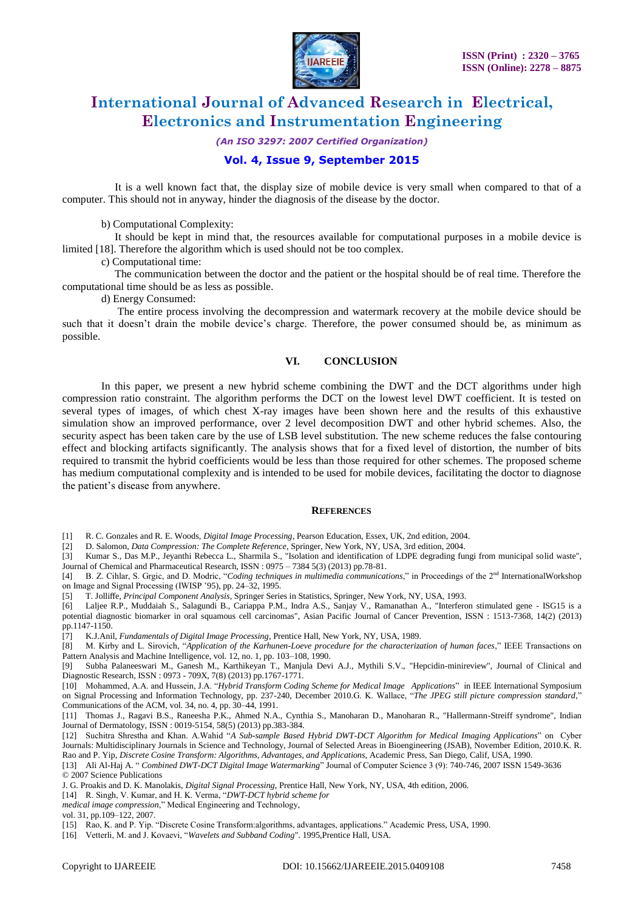It is a well known fact that, the display size of mobile device is very small when compared to that of a computer. This should not in anyway, hinder the diagnosis of the disease by the doctor.

b) Computational Complexity:

It should be kept in mind that, the resources available for computational purposes in a mobile device is limited [18]. Therefore the algorithm which is used should not be too complex.

c) Computational time:

The communication between the doctor and the patient or the hospital should be of real time. Therefore the computational time should be as less as possible.

d) Energy Consumed:

The entire process involving the decompression and watermark recovery at the mobile device should be such that it doesn't drain the mobile device's charge. Therefore, the power consumed should be, as minimum as possible.

## VI. CONCLUSION

In this paper, we present a new hybrid scheme combining the DWT and the DCT algorithms under high compression ratio constraint. The algorithm performs the DCT on the lowest level DWT coefficient. It is tested on several types of images, of which chest X-ray images have been shown here and the results of this exhaustive simulation show an improved performance, over 2 level decomposition DWT and other hybrid schemes. Also, the security aspect has been taken care by the use of LSB level substitution. The new scheme reduces the false contouring effect and blocking artifacts significantly. The analysis shows that for a fixed level of distortion, the number of bits required to transmit the hybrid coefficients would be less than those required for other schemes. The proposed scheme has medium computational complexity and is intended to be used for mobile devices, facilitating the doctor to diagnose the patient's disease from anywhere.

## REFERENCES

[1] R. C. Gonzales and R. E. Woods, *Digital Image Processing*, Pearson Education, Essex, UK, 2nd edition, 2004.

[2] D. Salomon, *Data Compression: The Complete Reference*, Springer, New York, NY, USA, 3rd edition, 2004.

[3] Kumar S., Das M.P., Jeyanthi Rebecca L., Sharmila S., "Isolation and identification of LDPE degrading fungi from municipal solid waste", Journal of Chemical and Pharmaceutical Research, ISSN : 0975 – 7384 5(3) (2013) pp.78-81.

[4] B. Z. Cihlar, S. Grgic, and D. Modric, "*Coding techniques in multimedia communications*," in Proceedings of the 2nd InternationalWorkshop on Image and Signal Processing (IWISP '95), pp. 24–32, 1995.

[5] T. Jolliffe, *Principal Component Analysis*, Springer Series in Statistics, Springer, New York, NY, USA, 1993.

[6] Laljee R.P., Muddaiah S., Salagundi B., Cariappa P.M., Indra A.S., Sanjay V., Ramanathan A., "Interferon stimulated gene - ISG15 is a potential diagnostic biomarker in oral squamous cell carcinomas", Asian Pacific Journal of Cancer Prevention, ISSN : 1513-7368, 14(2) (2013) pp.1147-1150.

[7] K.J.Anil, *Fundamentals of Digital Image Processing*, Prentice Hall, New York, NY, USA, 1989.

[8] M. Kirby and L. Sirovich, "*Application of the Karhunen-Loeve procedure for the characterization of human faces*," IEEE Transactions on Pattern Analysis and Machine Intelligence, vol. 12, no. 1, pp. 103–108, 1990.

[9] Subha Palaneeswari M., Ganesh M., Karthikeyan T., Manjula Devi A.J., Mythili S.V., "Hepcidin-minireview", Journal of Clinical and Diagnostic Research, ISSN : 0973 - 709X, 7(8) (2013) pp.1767-1771.

[10] Mohammed, A.A. and Hussein, J.A. "*Hybrid Transform Coding Scheme for Medical Image Applications*" in IEEE International Symposium on Signal Processing and Information Technology, pp. 237-240, December 2010.G. K. Wallace, "*The JPEG still picture compression standard*," Communications of the ACM, vol. 34, no. 4, pp. 30–44, 1991.

[11] Thomas J., Ragavi B.S., Raneesha P.K., Ahmed N.A., Cynthia S., Manoharan D., Manoharan R., "Hallermann-Streiff syndrome", Indian Journal of Dermatology, ISSN : 0019-5154, 58(5) (2013) pp.383-384.

[12] Suchitra Shrestha and Khan. A.Wahid "*A Sub-sample Based Hybrid DWT-DCT Algorithm for Medical Imaging Applications*" on Cyber Journals: Multidisciplinary Journals in Science and Technology, Journal of Selected Areas in Bioengineering (JSAB), November Edition, 2010.K. R. Rao and P. Yip, *Discrete Cosine Transform: Algorithms, Advantages, and Applications*, Academic Press, San Diego, Calif, USA, 1990.

[13] Ali Al-Haj A. " *Combined DWT-DCT Digital Image Watermarking*" Journal of Computer Science 3 (9): 740-746, 2007 ISSN 1549-3636 © 2007 Science Publications

J. G. Proakis and D. K. Manolakis, *Digital Signal Processing*, Prentice Hall, New York, NY, USA, 4th edition, 2006.

[14] R. Singh, V. Kumar, and H. K. Verma, "*DWT-DCT hybrid scheme for medical image compression*," Medical Engineering and Technology, vol. 31, pp.109–122, 2007.

[15] Rao, K. and P. Yip. "Discrete Cosine Transform:algorithms, advantages, applications." Academic Press, USA, 1990.

[16] Vetterli, M. and J. Kovaevi, "*Wavelets and Subband Coding*". 1995,Prentice Hall, USA.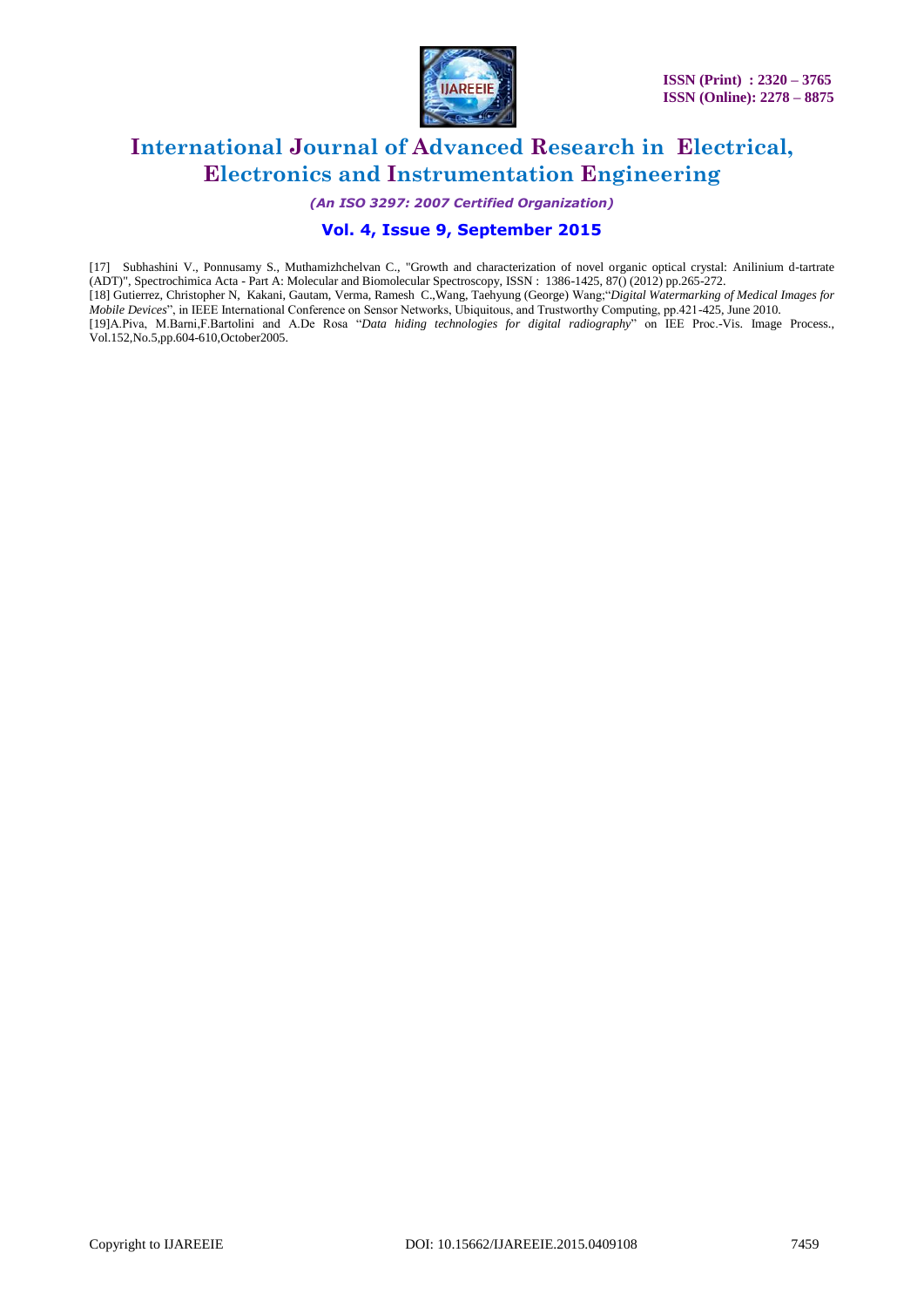[17] Subhashini V., Ponnusamy S., Muthamizhchelvan C., "Growth and characterization of novel organic optical crystal: Anilinium d-tartrate (ADT)", Spectrochimica Acta - Part A: Molecular and Biomolecular Spectroscopy, ISSN : 1386-1425, 87() (2012) pp.265-272.

[18] Gutierrez, Christopher N, Kakani, Gautam, Verma, Ramesh C.,Wang, Taehyung (George) Wang;"*Digital Watermarking of Medical Images for Mobile Devices*", in IEEE International Conference on Sensor Networks, Ubiquitous, and Trustworthy Computing, pp.421-425, June 2010.

[19]A.Piva, M.Barni,F.Bartolini and A.De Rosa "*Data hiding technologies for digital radiography*" on IEE Proc.-Vis. Image Process., Vol.152,No.5,pp.604-610,October2005.